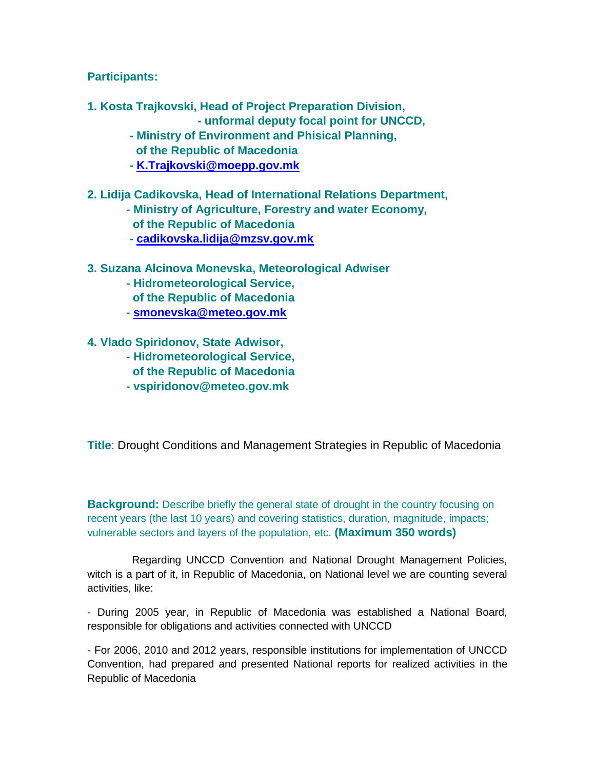**Participants:**

**1. Kosta Trajkovski, Head of Project Preparation Division,**
**- unformal deputy focal point for UNCCD,**
**- Ministry of Environment and Phisical Planning,**
**of the Republic of Macedonia**
**- K.Trajkovski@moepp.gov.mk**

**2. Lidija Cadikovska, Head of International Relations Department,**
**- Ministry of Agriculture, Forestry and water Economy,**
**of the Republic of Macedonia**
**- cadikovska.lidija@mzsv.gov.mk**

**3. Suzana Alcinova Monevska, Meteorological Adwiser**
**- Hidrometeorological Service,**
**of the Republic of Macedonia**
**- smonevska@meteo.gov.mk**

**4. Vlado Spiridonov, State Adwisor,**
**- Hidrometeorological Service,**
**of the Republic of Macedonia**
**- vspiridonov@meteo.gov.mk**

**Title**: Drought Conditions and Management Strategies in Republic of Macedonia

**Background:** Describe briefly the general state of drought in the country focusing on recent years (the last 10 years) and covering statistics, duration, magnitude, impacts; vulnerable sectors and layers of the population, etc. **(Maximum 350 words)**

Regarding UNCCD Convention and National Drought Management Policies, witch is a part of it, in Republic of Macedonia, on National level we are counting several activities, like:

- During 2005 year, in Republic of Macedonia was established a National Board, responsible for obligations and activities connected with UNCCD

- For 2006, 2010 and 2012 years, responsible institutions for implementation of UNCCD Convention, had prepared and presented National reports for realized activities in the Republic of Macedonia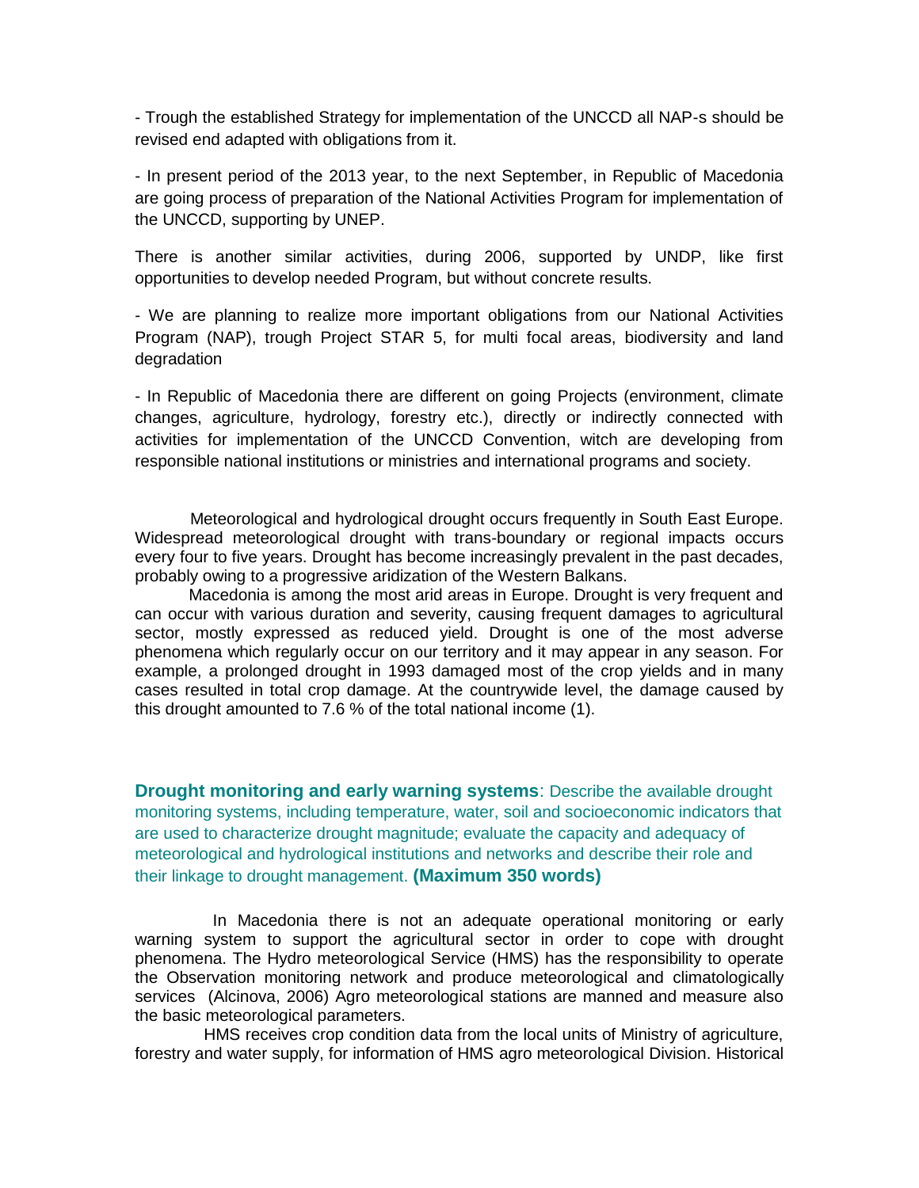- Trough the established Strategy for implementation of the UNCCD all NAP-s should be revised end adapted with obligations from it.

- In present period of the 2013 year, to the next September, in Republic of Macedonia are going process of preparation of the National Activities Program for implementation of the UNCCD, supporting by UNEP.

There is another similar activities, during 2006, supported by UNDP, like first opportunities to develop needed Program, but without concrete results.

- We are planning to realize more important obligations from our National Activities Program (NAP), trough Project STAR 5, for multi focal areas, biodiversity and land degradation

- In Republic of Macedonia there are different on going Projects (environment, climate changes, agriculture, hydrology, forestry etc.), directly or indirectly connected with activities for implementation of the UNCCD Convention, witch are developing from responsible national institutions or ministries and international programs and society.

Meteorological and hydrological drought occurs frequently in South East Europe. Widespread meteorological drought with trans-boundary or regional impacts occurs every four to five years. Drought has become increasingly prevalent in the past decades, probably owing to a progressive aridization of the Western Balkans.

Macedonia is among the most arid areas in Europe. Drought is very frequent and can occur with various duration and severity, causing frequent damages to agricultural sector, mostly expressed as reduced yield. Drought is one of the most adverse phenomena which regularly occur on our territory and it may appear in any season. For example, a prolonged drought in 1993 damaged most of the crop yields and in many cases resulted in total crop damage. At the countrywide level, the damage caused by this drought amounted to 7.6 % of the total national income (1).

**Drought monitoring and early warning systems**: Describe the available drought monitoring systems, including temperature, water, soil and socioeconomic indicators that are used to characterize drought magnitude; evaluate the capacity and adequacy of meteorological and hydrological institutions and networks and describe their role and their linkage to drought management. **(Maximum 350 words)**

In Macedonia there is not an adequate operational monitoring or early warning system to support the agricultural sector in order to cope with drought phenomena. The Hydro meteorological Service (HMS) has the responsibility to operate the Observation monitoring network and produce meteorological and climatologically services (Alcinova, 2006) Agro meteorological stations are manned and measure also the basic meteorological parameters.

HMS receives crop condition data from the local units of Ministry of agriculture, forestry and water supply, for information of HMS agro meteorological Division. Historical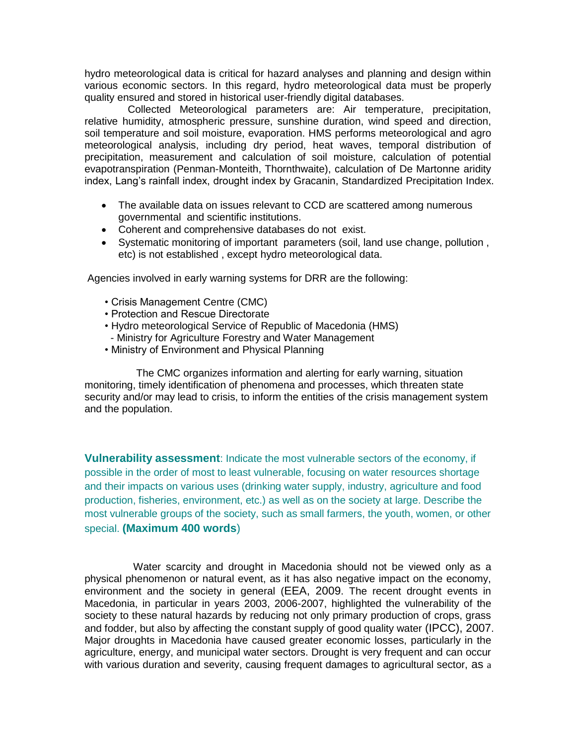hydro meteorological data is critical for hazard analyses and planning and design within various economic sectors. In this regard, hydro meteorological data must be properly quality ensured and stored in historical user-friendly digital databases.

Collected Meteorological parameters are: Air temperature, precipitation, relative humidity, atmospheric pressure, sunshine duration, wind speed and direction, soil temperature and soil moisture, evaporation. HMS performs meteorological and agro meteorological analysis, including dry period, heat waves, temporal distribution of precipitation, measurement and calculation of soil moisture, calculation of potential evapotranspiration (Penman-Monteith, Thornthwaite), calculation of De Martonne aridity index, Lang's rainfall index, drought index by Gracanin, Standardized Precipitation Index.

- The available data on issues relevant to CCD are scattered among numerous governmental and scientific institutions.
- Coherent and comprehensive databases do not exist.
- Systematic monitoring of important parameters (soil, land use change, pollution , etc) is not established , except hydro meteorological data.

Agencies involved in early warning systems for DRR are the following:

- Crisis Management Centre (CMC)
- Protection and Rescue Directorate
- Hydro meteorological Service of Republic of Macedonia (HMS)
  - Ministry for Agriculture Forestry and Water Management
- Ministry of Environment and Physical Planning

The CMC organizes information and alerting for early warning, situation monitoring, timely identification of phenomena and processes, which threaten state security and/or may lead to crisis, to inform the entities of the crisis management system and the population.

**Vulnerability assessment**: Indicate the most vulnerable sectors of the economy, if possible in the order of most to least vulnerable, focusing on water resources shortage and their impacts on various uses (drinking water supply, industry, agriculture and food production, fisheries, environment, etc.) as well as on the society at large. Describe the most vulnerable groups of the society, such as small farmers, the youth, women, or other special. **(Maximum 400 words**)

Water scarcity and drought in Macedonia should not be viewed only as a physical phenomenon or natural event, as it has also negative impact on the economy, environment and the society in general (EEA, 2009. The recent drought events in Macedonia, in particular in years 2003, 2006-2007, highlighted the vulnerability of the society to these natural hazards by reducing not only primary production of crops, grass and fodder, but also by affecting the constant supply of good quality water (IPCC), 2007. Major droughts in Macedonia have caused greater economic losses, particularly in the agriculture, energy, and municipal water sectors. Drought is very frequent and can occur with various duration and severity, causing frequent damages to agricultural sector, as a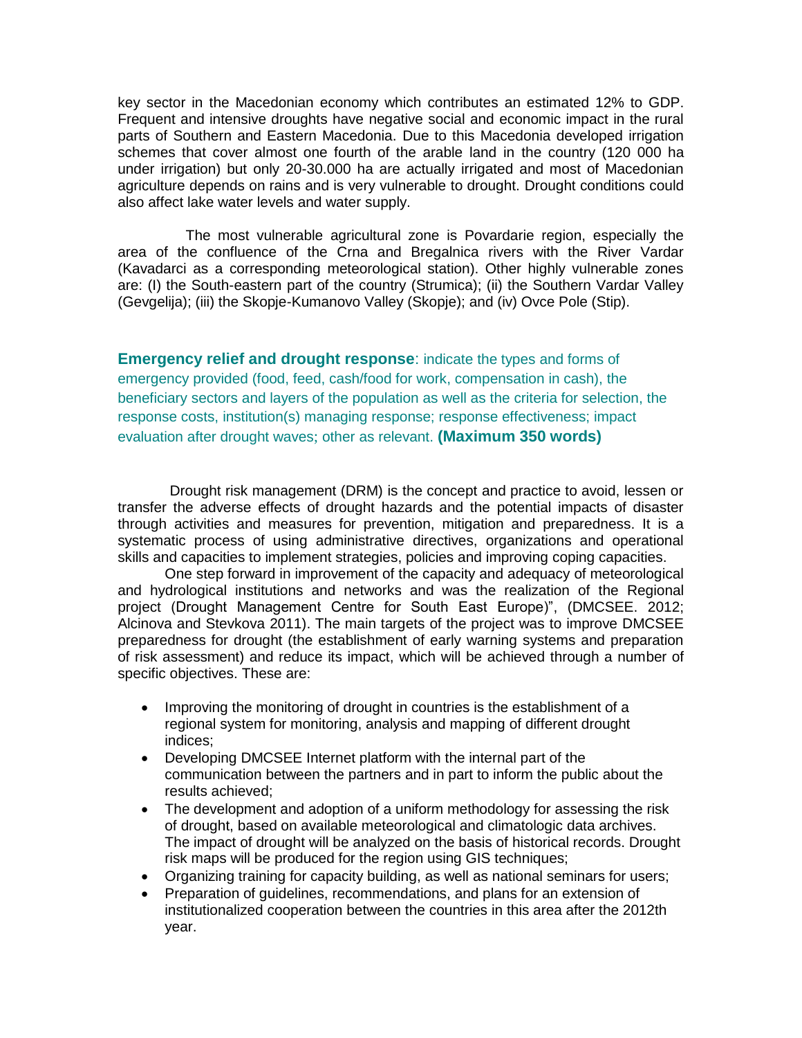key sector in the Macedonian economy which contributes an estimated 12% to GDP. Frequent and intensive droughts have negative social and economic impact in the rural parts of Southern and Eastern Macedonia. Due to this Macedonia developed irrigation schemes that cover almost one fourth of the arable land in the country (120 000 ha under irrigation) but only 20-30.000 ha are actually irrigated and most of Macedonian agriculture depends on rains and is very vulnerable to drought. Drought conditions could also affect lake water levels and water supply.

The most vulnerable agricultural zone is Povardarie region, especially the area of the confluence of the Crna and Bregalnica rivers with the River Vardar (Kavadarci as a corresponding meteorological station). Other highly vulnerable zones are: (I) the South-eastern part of the country (Strumica); (ii) the Southern Vardar Valley (Gevgelija); (iii) the Skopje-Kumanovo Valley (Skopje); and (iv) Ovce Pole (Stip).

**Emergency relief and drought response**: indicate the types and forms of emergency provided (food, feed, cash/food for work, compensation in cash), the beneficiary sectors and layers of the population as well as the criteria for selection, the response costs, institution(s) managing response; response effectiveness; impact evaluation after drought waves; other as relevant. **(Maximum 350 words)**

Drought risk management (DRM) is the concept and practice to avoid, lessen or transfer the adverse effects of drought hazards and the potential impacts of disaster through activities and measures for prevention, mitigation and preparedness. It is a systematic process of using administrative directives, organizations and operational skills and capacities to implement strategies, policies and improving coping capacities.

One step forward in improvement of the capacity and adequacy of meteorological and hydrological institutions and networks and was the realization of the Regional project (Drought Management Centre for South East Europe)", (DMCSEE. 2012; Alcinova and Stevkova 2011). The main targets of the project was to improve DMCSEE preparedness for drought (the establishment of early warning systems and preparation of risk assessment) and reduce its impact, which will be achieved through a number of specific objectives. These are:

- Improving the monitoring of drought in countries is the establishment of a regional system for monitoring, analysis and mapping of different drought indices;
- Developing DMCSEE Internet platform with the internal part of the communication between the partners and in part to inform the public about the results achieved;
- The development and adoption of a uniform methodology for assessing the risk of drought, based on available meteorological and climatologic data archives. The impact of drought will be analyzed on the basis of historical records. Drought risk maps will be produced for the region using GIS techniques;
- Organizing training for capacity building, as well as national seminars for users;
- Preparation of guidelines, recommendations, and plans for an extension of institutionalized cooperation between the countries in this area after the 2012th year.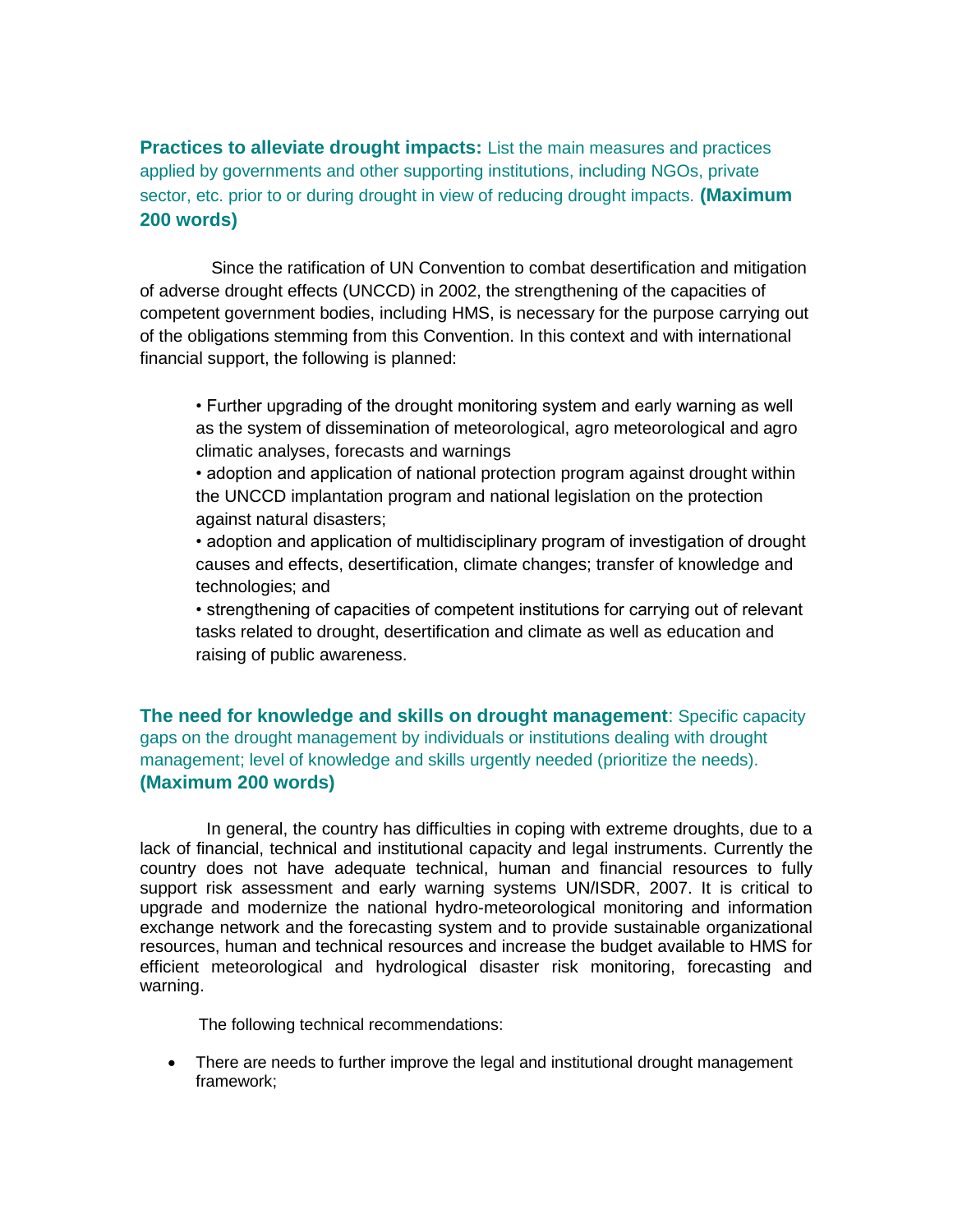**Practices to alleviate drought impacts:** List the main measures and practices applied by governments and other supporting institutions, including NGOs, private sector, etc. prior to or during drought in view of reducing drought impacts. **(Maximum 200 words)**

Since the ratification of UN Convention to combat desertification and mitigation of adverse drought effects (UNCCD) in 2002, the strengthening of the capacities of competent government bodies, including HMS, is necessary for the purpose carrying out of the obligations stemming from this Convention. In this context and with international financial support, the following is planned:

• Further upgrading of the drought monitoring system and early warning as well as the system of dissemination of meteorological, agro meteorological and agro climatic analyses, forecasts and warnings
• adoption and application of national protection program against drought within the UNCCD implantation program and national legislation on the protection against natural disasters;
• adoption and application of multidisciplinary program of investigation of drought causes and effects, desertification, climate changes; transfer of knowledge and technologies; and
• strengthening of capacities of competent institutions for carrying out of relevant tasks related to drought, desertification and climate as well as education and raising of public awareness.

**The need for knowledge and skills on drought management**: Specific capacity gaps on the drought management by individuals or institutions dealing with drought management; level of knowledge and skills urgently needed (prioritize the needs). **(Maximum 200 words)**

In general, the country has difficulties in coping with extreme droughts, due to a lack of financial, technical and institutional capacity and legal instruments. Currently the country does not have adequate technical, human and financial resources to fully support risk assessment and early warning systems UN/ISDR, 2007. It is critical to upgrade and modernize the national hydro-meteorological monitoring and information exchange network and the forecasting system and to provide sustainable organizational resources, human and technical resources and increase the budget available to HMS for efficient meteorological and hydrological disaster risk monitoring, forecasting and warning.

The following technical recommendations:

- There are needs to further improve the legal and institutional drought management framework;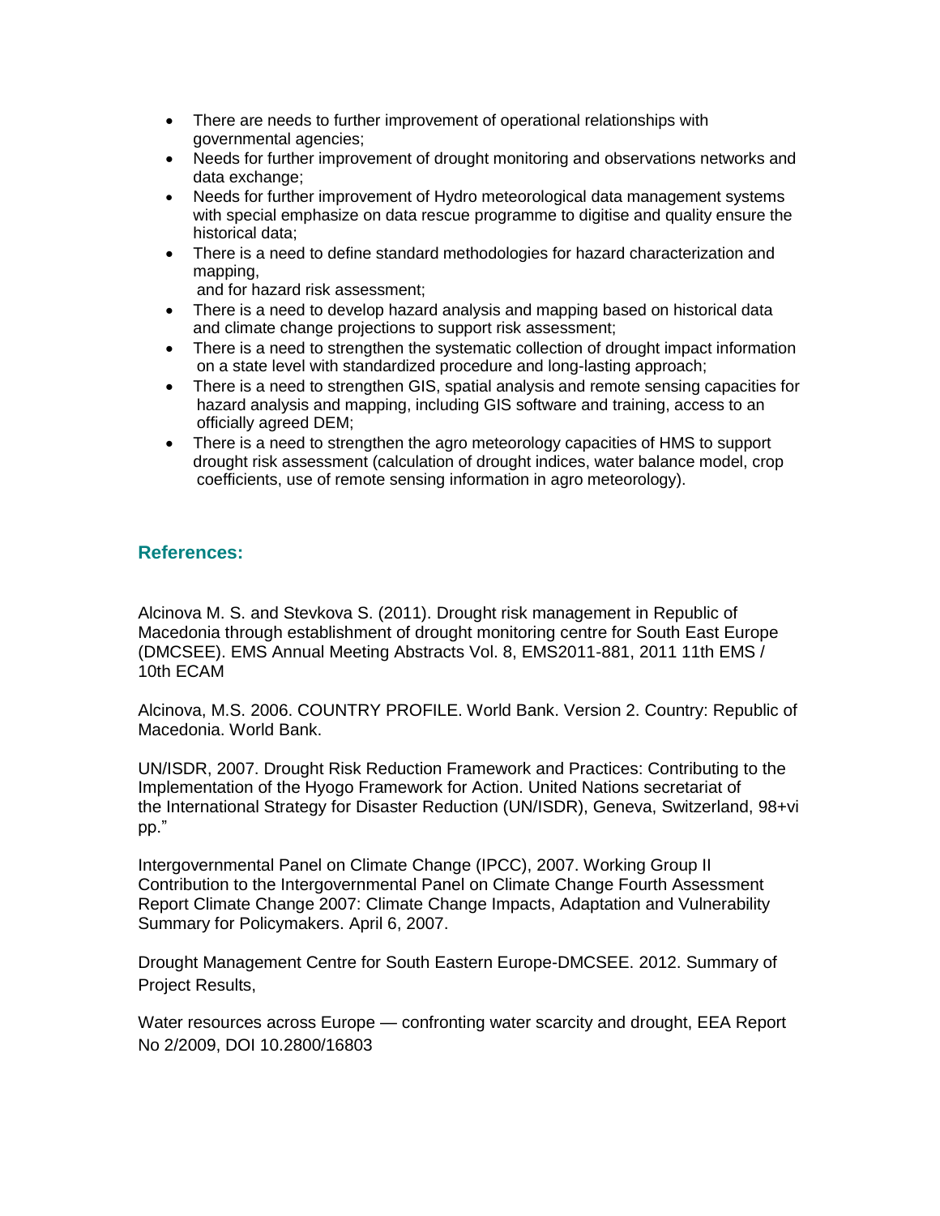- There are needs to further improvement of operational relationships with governmental agencies;
- Needs for further improvement of drought monitoring and observations networks and data exchange;
- Needs for further improvement of Hydro meteorological data management systems with special emphasize on data rescue programme to digitise and quality ensure the historical data;
- There is a need to define standard methodologies for hazard characterization and mapping,
  and for hazard risk assessment;
- There is a need to develop hazard analysis and mapping based on historical data and climate change projections to support risk assessment;
- There is a need to strengthen the systematic collection of drought impact information on a state level with standardized procedure and long-lasting approach;
- There is a need to strengthen GIS, spatial analysis and remote sensing capacities for hazard analysis and mapping, including GIS software and training, access to an officially agreed DEM;
- There is a need to strengthen the agro meteorology capacities of HMS to support drought risk assessment (calculation of drought indices, water balance model, crop coefficients, use of remote sensing information in agro meteorology).

## References:

Alcinova M. S. and Stevkova S. (2011). Drought risk management in Republic of Macedonia through establishment of drought monitoring centre for South East Europe (DMCSEE). EMS Annual Meeting Abstracts Vol. 8, EMS2011-881, 2011 11th EMS / 10th ECAM

Alcinova, M.S. 2006. COUNTRY PROFILE. World Bank. Version 2. Country: Republic of Macedonia. World Bank.

UN/ISDR, 2007. Drought Risk Reduction Framework and Practices: Contributing to the Implementation of the Hyogo Framework for Action. United Nations secretariat of the International Strategy for Disaster Reduction (UN/ISDR), Geneva, Switzerland, 98+vi pp."

Intergovernmental Panel on Climate Change (IPCC), 2007. Working Group II Contribution to the Intergovernmental Panel on Climate Change Fourth Assessment Report Climate Change 2007: Climate Change Impacts, Adaptation and Vulnerability Summary for Policymakers. April 6, 2007.

Drought Management Centre for South Eastern Europe-DMCSEE. 2012. Summary of Project Results,

Water resources across Europe — confronting water scarcity and drought, EEA Report No 2/2009, DOI 10.2800/16803